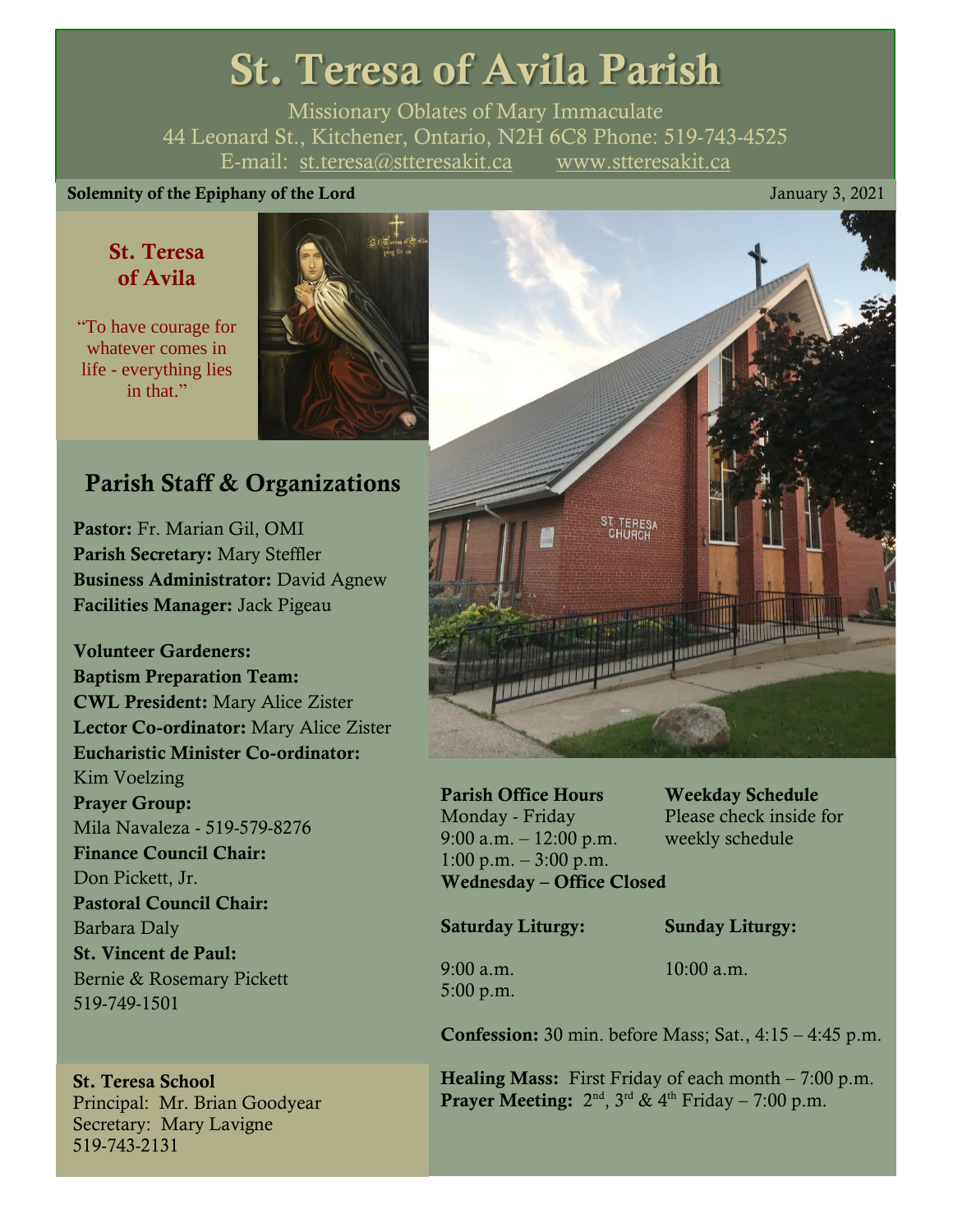# St. Teresa of Avila Parish

Missionary Oblates of Mary Immaculate
44 Leonard St., Kitchener, Ontario, N2H 6C8 Phone: 519-743-4525
E-mail: st.teresa@stteresakit.ca www.stteresakit.ca

**Solemnity of the Epiphany of the Lord** January 3, 2021

## St. Teresa of Avila

"To have courage for whatever comes in life - everything lies in that."

## Parish Staff & Organizations

**Pastor:** Fr. Marian Gil, OMI
**Parish Secretary:** Mary Steffler
**Business Administrator:** David Agnew
**Facilities Manager:** Jack Pigeau

**Volunteer Gardeners:**
**Baptism Preparation Team:**
**CWL President:** Mary Alice Zister
**Lector Co-ordinator:** Mary Alice Zister
**Eucharistic Minister Co-ordinator:** Kim Voelzing
**Prayer Group:** Mila Navaleza - 519-579-8276
**Finance Council Chair:** Don Pickett, Jr.
**Pastoral Council Chair:** Barbara Daly
**St. Vincent de Paul:** Bernie & Rosemary Pickett 519-749-1501

**St. Teresa School**
Principal: Mr. Brian Goodyear
Secretary: Mary Lavigne
519-743-2131

**Parish Office Hours**
Monday - Friday
9:00 a.m. – 12:00 p.m.
1:00 p.m. – 3:00 p.m.
**Wednesday – Office Closed**

**Weekday Schedule**
Please check inside for weekly schedule

**Saturday Liturgy:**
9:00 a.m.
5:00 p.m.

**Sunday Liturgy:**
10:00 a.m.

**Confession:** 30 min. before Mass; Sat., 4:15 – 4:45 p.m.

**Healing Mass:** First Friday of each month – 7:00 p.m.
**Prayer Meeting:** 2nd, 3rd & 4th Friday – 7:00 p.m.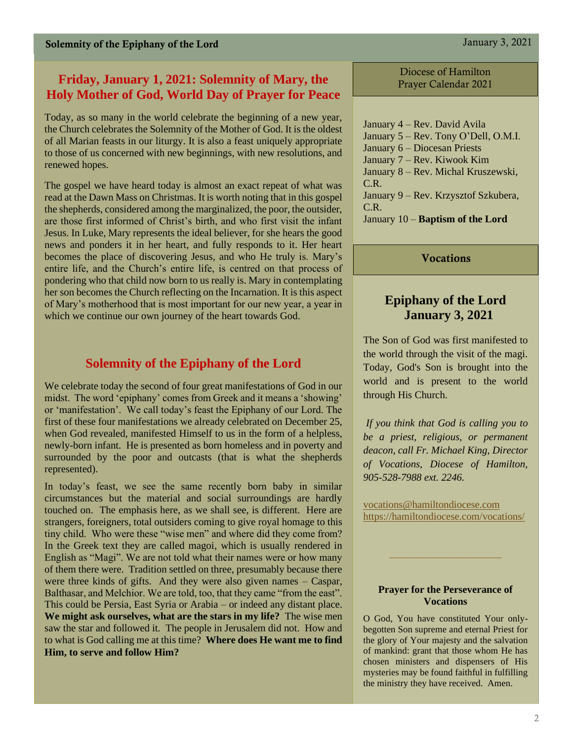## Friday, January 1, 2021: Solemnity of Mary, the Holy Mother of God, World Day of Prayer for Peace

Today, as so many in the world celebrate the beginning of a new year, the Church celebrates the Solemnity of the Mother of God. It is the oldest of all Marian feasts in our liturgy. It is also a feast uniquely appropriate to those of us concerned with new beginnings, with new resolutions, and renewed hopes.

The gospel we have heard today is almost an exact repeat of what was read at the Dawn Mass on Christmas. It is worth noting that in this gospel the shepherds, considered among the marginalized, the poor, the outsider, are those first informed of Christ's birth, and who first visit the infant Jesus. In Luke, Mary represents the ideal believer, for she hears the good news and ponders it in her heart, and fully responds to it. Her heart becomes the place of discovering Jesus, and who He truly is. Mary's entire life, and the Church's entire life, is centred on that process of pondering who that child now born to us really is. Mary in contemplating her son becomes the Church reflecting on the Incarnation. It is this aspect of Mary's motherhood that is most important for our new year, a year in which we continue our own journey of the heart towards God.

## Solemnity of the Epiphany of the Lord

We celebrate today the second of four great manifestations of God in our midst. The word 'epiphany' comes from Greek and it means a 'showing' or 'manifestation'. We call today's feast the Epiphany of our Lord. The first of these four manifestations we already celebrated on December 25, when God revealed, manifested Himself to us in the form of a helpless, newly-born infant. He is presented as born homeless and in poverty and surrounded by the poor and outcasts (that is what the shepherds represented).

In today's feast, we see the same recently born baby in similar circumstances but the material and social surroundings are hardly touched on. The emphasis here, as we shall see, is different. Here are strangers, foreigners, total outsiders coming to give royal homage to this tiny child. Who were these "wise men" and where did they come from? In the Greek text they are called magoi, which is usually rendered in English as "Magi". We are not told what their names were or how many of them there were. Tradition settled on three, presumably because there were three kinds of gifts. And they were also given names – Caspar, Balthasar, and Melchior. We are told, too, that they came "from the east". This could be Persia, East Syria or Arabia – or indeed any distant place. **We might ask ourselves, what are the stars in my life?** The wise men saw the star and followed it. The people in Jerusalem did not. How and to what is God calling me at this time? **Where does He want me to find Him, to serve and follow Him?**

### Diocese of Hamilton Prayer Calendar 2021

January 4 – Rev. David Avila
January 5 – Rev. Tony O'Dell, O.M.I.
January 6 – Diocesan Priests
January 7 – Rev. Kiwook Kim
January 8 – Rev. Michal Kruszewski, C.R.
January 9 – Rev. Krzysztof Szkubera, C.R.
January 10 – **Baptism of the Lord**

### Vocations

## Epiphany of the Lord January 3, 2021

The Son of God was first manifested to the world through the visit of the magi. Today, God's Son is brought into the world and is present to the world through His Church.

*If you think that God is calling you to be a priest, religious, or permanent deacon, call Fr. Michael King, Director of Vocations, Diocese of Hamilton, 905-528-7988 ext. 2246.*

vocations@hamiltondiocese.com
https://hamiltondiocese.com/vocations/

---

**Prayer for the Perseverance of Vocations**

O God, You have constituted Your only-begotten Son supreme and eternal Priest for the glory of Your majesty and the salvation of mankind: grant that those whom He has chosen ministers and dispensers of His mysteries may be found faithful in fulfilling the ministry they have received. Amen.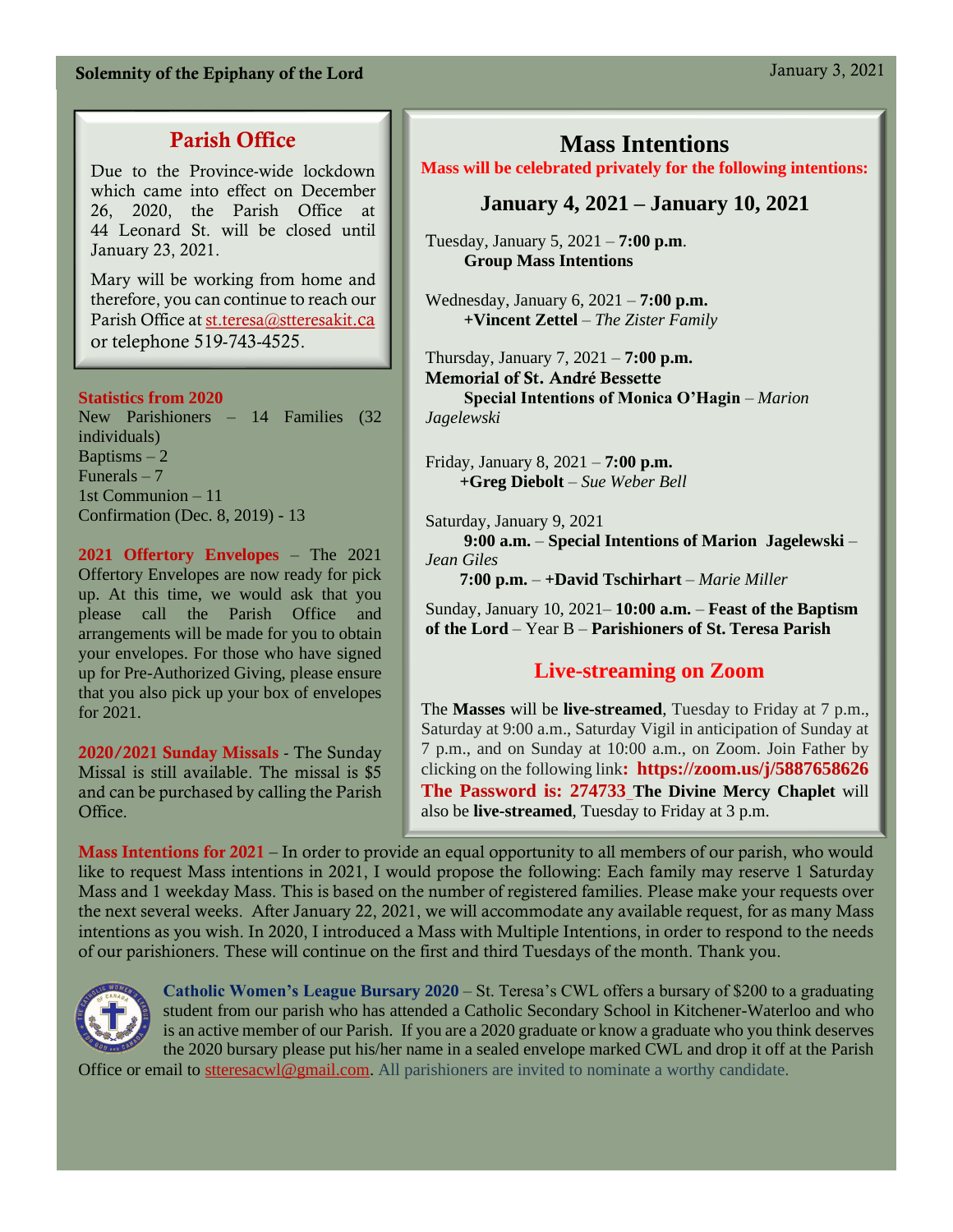**Solemnity of the Epiphany of the Lord** January 3, 2021

## Parish Office

Due to the Province-wide lockdown which came into effect on December 26, 2020, the Parish Office at 44 Leonard St. will be closed until January 23, 2021.

Mary will be working from home and therefore, you can continue to reach our Parish Office at st.teresa@stteresakit.ca or telephone 519-743-4525.

**Statistics from 2020**
New Parishioners – 14 Families (32 individuals)
Baptisms – 2
Funerals – 7
1st Communion – 11
Confirmation (Dec. 8, 2019) - 13

**2021 Offertory Envelopes** – The 2021 Offertory Envelopes are now ready for pick up. At this time, we would ask that you please call the Parish Office and arrangements will be made for you to obtain your envelopes. For those who have signed up for Pre-Authorized Giving, please ensure that you also pick up your box of envelopes for 2021.

**2020/2021 Sunday Missals** - The Sunday Missal is still available. The missal is $5 and can be purchased by calling the Parish Office.

## Mass Intentions

**Mass will be celebrated privately for the following intentions:**

### January 4, 2021 – January 10, 2021

Tuesday, January 5, 2021 – **7:00 p.m**.
**Group Mass Intentions**

Wednesday, January 6, 2021 – **7:00 p.m.**
**+Vincent Zettel** – *The Zister Family*

Thursday, January 7, 2021 – **7:00 p.m.**
**Memorial of St. André Bessette**
**Special Intentions of Monica O'Hagin** – *Marion Jagelewski*

Friday, January 8, 2021 – **7:00 p.m.**
**+Greg Diebolt** – *Sue Weber Bell*

Saturday, January 9, 2021
**9:00 a.m.** – **Special Intentions of Marion Jagelewski** – *Jean Giles*
**7:00 p.m.** – **+David Tschirhart** – *Marie Miller*

Sunday, January 10, 2021– **10:00 a.m.** – **Feast of the Baptism of the Lord** – Year B – **Parishioners of St. Teresa Parish**

## Live-streaming on Zoom

The **Masses** will be **live-streamed**, Tuesday to Friday at 7 p.m., Saturday at 9:00 a.m., Saturday Vigil in anticipation of Sunday at 7 p.m., and on Sunday at 10:00 a.m., on Zoom. Join Father by clicking on the following link**: https://zoom.us/j/5887658626** **The Password is: 274733** **The Divine Mercy Chaplet** will also be **live-streamed**, Tuesday to Friday at 3 p.m.

**Mass Intentions for 2021** – In order to provide an equal opportunity to all members of our parish, who would like to request Mass intentions in 2021, I would propose the following: Each family may reserve 1 Saturday Mass and 1 weekday Mass. This is based on the number of registered families. Please make your requests over the next several weeks. After January 22, 2021, we will accommodate any available request, for as many Mass intentions as you wish. In 2020, I introduced a Mass with Multiple Intentions, in order to respond to the needs of our parishioners. These will continue on the first and third Tuesdays of the month. Thank you.

**Catholic Women's League Bursary 2020** – St. Teresa's CWL offers a bursary of $200 to a graduating student from our parish who has attended a Catholic Secondary School in Kitchener-Waterloo and who is an active member of our Parish. If you are a 2020 graduate or know a graduate who you think deserves the 2020 bursary please put his/her name in a sealed envelope marked CWL and drop it off at the Parish Office or email to stteresacwl@gmail.com. All parishioners are invited to nominate a worthy candidate.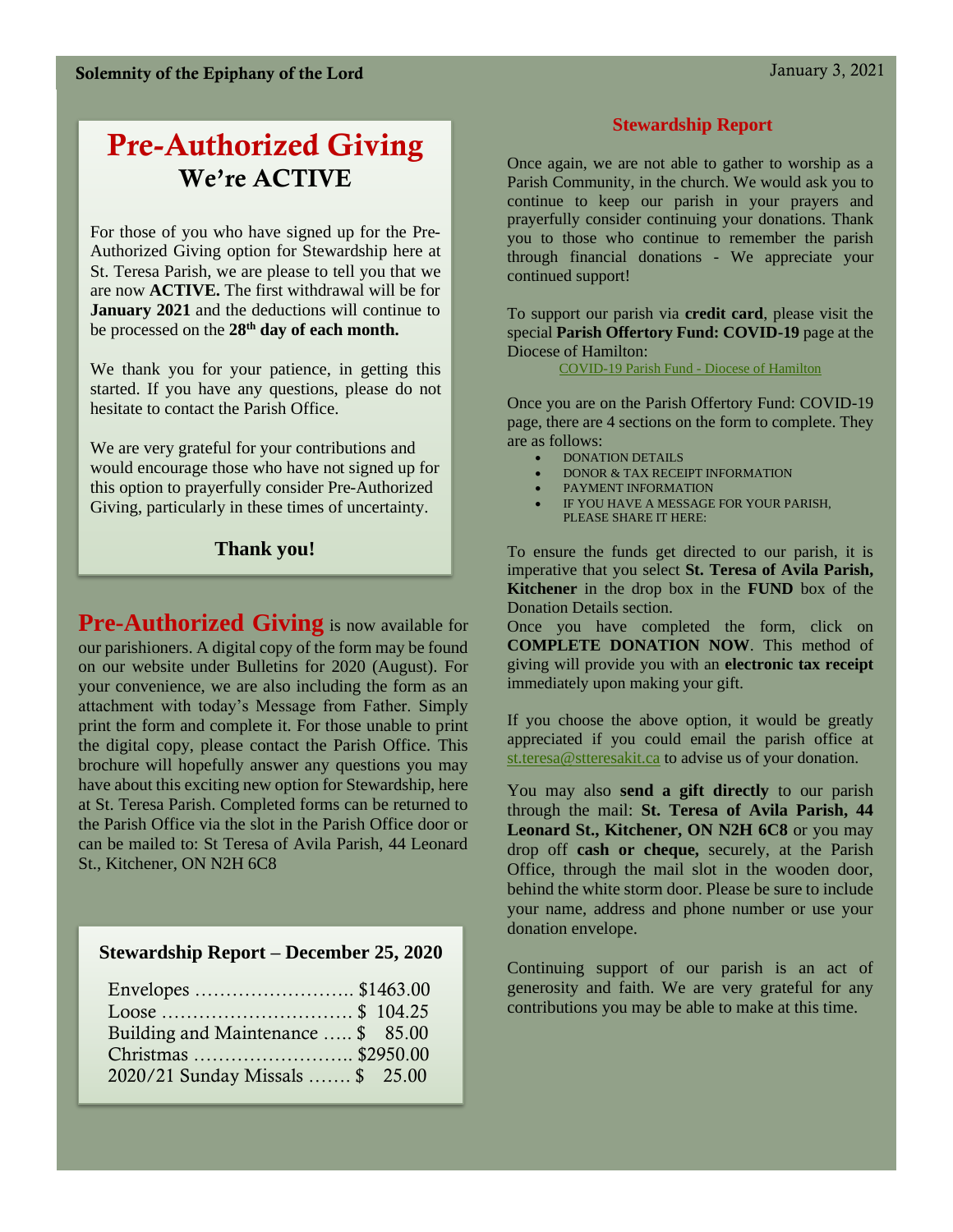## Pre-Authorized Giving
### We're ACTIVE

For those of you who have signed up for the Pre-Authorized Giving option for Stewardship here at St. Teresa Parish, we are please to tell you that we are now **ACTIVE.** The first withdrawal will be for **January 2021** and the deductions will continue to be processed on the **28th day of each month.**

We thank you for your patience, in getting this started. If you have any questions, please do not hesitate to contact the Parish Office.

We are very grateful for your contributions and would encourage those who have not signed up for this option to prayerfully consider Pre-Authorized Giving, particularly in these times of uncertainty.

**Thank you!**

**Pre-Authorized Giving** is now available for our parishioners. A digital copy of the form may be found on our website under Bulletins for 2020 (August). For your convenience, we are also including the form as an attachment with today's Message from Father. Simply print the form and complete it. For those unable to print the digital copy, please contact the Parish Office. This brochure will hopefully answer any questions you may have about this exciting new option for Stewardship, here at St. Teresa Parish. Completed forms can be returned to the Parish Office via the slot in the Parish Office door or can be mailed to: St Teresa of Avila Parish, 44 Leonard St., Kitchener, ON N2H 6C8

### Stewardship Report – December 25, 2020

| Item | Amount |
|---|---|
| Envelopes | $1463.00 |
| Loose | $ 104.25 |
| Building and Maintenance | $ 85.00 |
| Christmas | $2950.00 |
| 2020/21 Sunday Missals | $ 25.00 |

### Stewardship Report

Once again, we are not able to gather to worship as a Parish Community, in the church. We would ask you to continue to keep our parish in your prayers and prayerfully consider continuing your donations. Thank you to those who continue to remember the parish through financial donations - We appreciate your continued support!

To support our parish via **credit card**, please visit the special **Parish Offertory Fund: COVID-19** page at the Diocese of Hamilton:

COVID-19 Parish Fund - Diocese of Hamilton

Once you are on the Parish Offertory Fund: COVID-19 page, there are 4 sections on the form to complete. They are as follows:

- DONATION DETAILS
- DONOR & TAX RECEIPT INFORMATION
- PAYMENT INFORMATION
- IF YOU HAVE A MESSAGE FOR YOUR PARISH, PLEASE SHARE IT HERE:

To ensure the funds get directed to our parish, it is imperative that you select **St. Teresa of Avila Parish, Kitchener** in the drop box in the **FUND** box of the Donation Details section.

Once you have completed the form, click on **COMPLETE DONATION NOW**. This method of giving will provide you with an **electronic tax receipt** immediately upon making your gift.

If you choose the above option, it would be greatly appreciated if you could email the parish office at st.teresa@stteresakit.ca to advise us of your donation.

You may also **send a gift directly** to our parish through the mail: **St. Teresa of Avila Parish, 44 Leonard St., Kitchener, ON N2H 6C8** or you may drop off **cash or cheque,** securely, at the Parish Office, through the mail slot in the wooden door, behind the white storm door. Please be sure to include your name, address and phone number or use your donation envelope.

Continuing support of our parish is an act of generosity and faith. We are very grateful for any contributions you may be able to make at this time.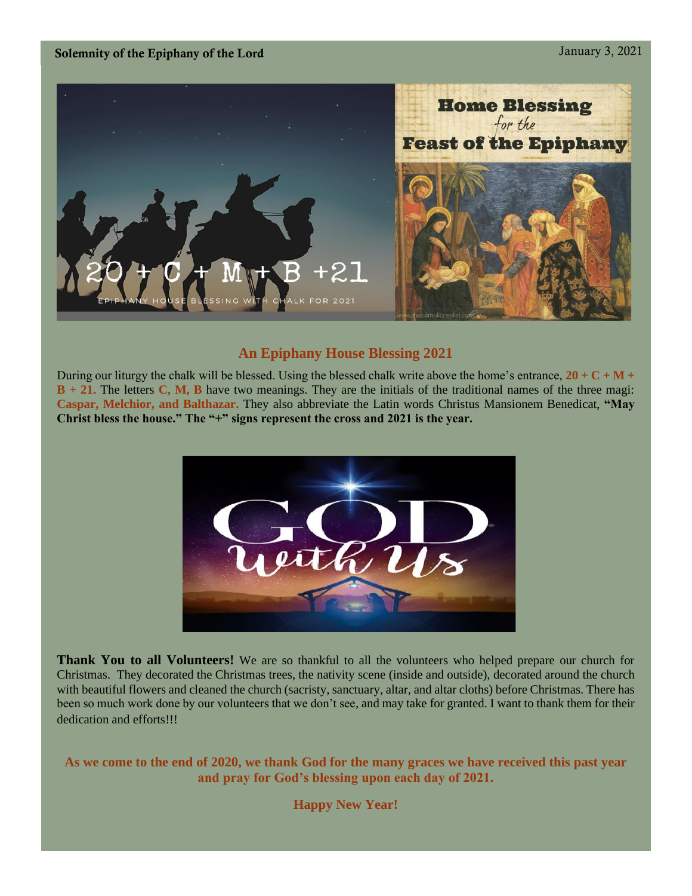**Solemnity of the Epiphany of the Lord** January 3, 2021

## An Epiphany House Blessing 2021

During our liturgy the chalk will be blessed. Using the blessed chalk write above the home's entrance, **20 + C + M + B + 21.** The letters **C, M, B** have two meanings. They are the initials of the traditional names of the three magi: **Caspar, Melchior, and Balthazar.** They also abbreviate the Latin words Christus Mansionem Benedicat, **"May Christ bless the house." The "+" signs represent the cross and 2021 is the year.**

**Thank You to all Volunteers!** We are so thankful to all the volunteers who helped prepare our church for Christmas. They decorated the Christmas trees, the nativity scene (inside and outside), decorated around the church with beautiful flowers and cleaned the church (sacristy, sanctuary, altar, and altar cloths) before Christmas. There has been so much work done by our volunteers that we don't see, and may take for granted. I want to thank them for their dedication and efforts!!!

**As we come to the end of 2020, we thank God for the many graces we have received this past year and pray for God's blessing upon each day of 2021.**

**Happy New Year!**